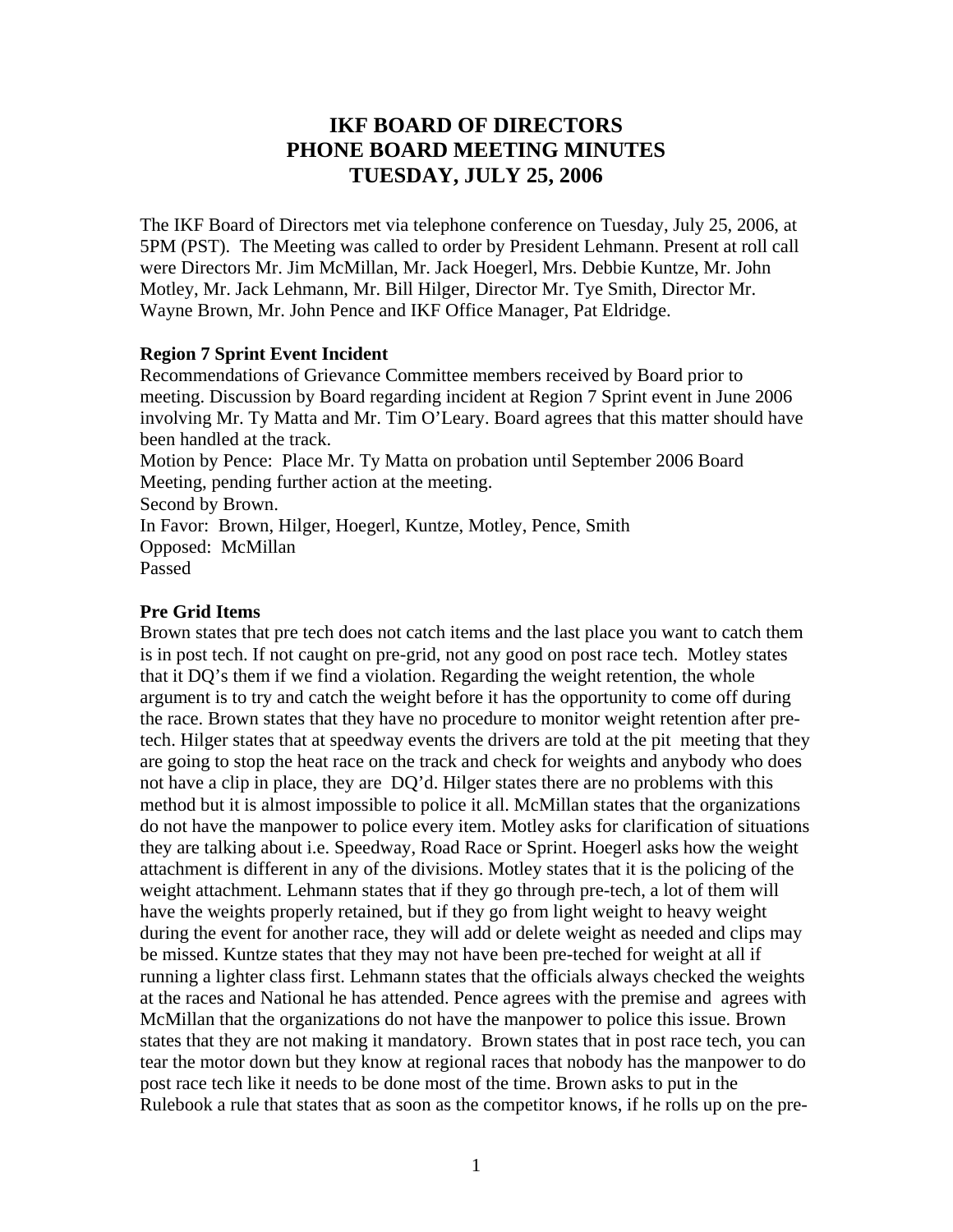# IKF BOARD OF DIRECTORS
# PHONE BOARD MEETING MINUTES
# TUESDAY, JULY 25, 2006

The IKF Board of Directors met via telephone conference on Tuesday, July 25, 2006, at 5PM (PST). The Meeting was called to order by President Lehmann. Present at roll call were Directors Mr. Jim McMillan, Mr. Jack Hoegerl, Mrs. Debbie Kuntze, Mr. John Motley, Mr. Jack Lehmann, Mr. Bill Hilger, Director Mr. Tye Smith, Director Mr. Wayne Brown, Mr. John Pence and IKF Office Manager, Pat Eldridge.

**Region 7 Sprint Event Incident**

Recommendations of Grievance Committee members received by Board prior to meeting. Discussion by Board regarding incident at Region 7 Sprint event in June 2006 involving Mr. Ty Matta and Mr. Tim O'Leary. Board agrees that this matter should have been handled at the track.

Motion by Pence: Place Mr. Ty Matta on probation until September 2006 Board Meeting, pending further action at the meeting.

Second by Brown.

In Favor: Brown, Hilger, Hoegerl, Kuntze, Motley, Pence, Smith

Opposed: McMillan

Passed

**Pre Grid Items**

Brown states that pre tech does not catch items and the last place you want to catch them is in post tech. If not caught on pre-grid, not any good on post race tech. Motley states that it DQ's them if we find a violation. Regarding the weight retention, the whole argument is to try and catch the weight before it has the opportunity to come off during the race. Brown states that they have no procedure to monitor weight retention after pre-tech. Hilger states that at speedway events the drivers are told at the pit meeting that they are going to stop the heat race on the track and check for weights and anybody who does not have a clip in place, they are DQ'd. Hilger states there are no problems with this method but it is almost impossible to police it all. McMillan states that the organizations do not have the manpower to police every item. Motley asks for clarification of situations they are talking about i.e. Speedway, Road Race or Sprint. Hoegerl asks how the weight attachment is different in any of the divisions. Motley states that it is the policing of the weight attachment. Lehmann states that if they go through pre-tech, a lot of them will have the weights properly retained, but if they go from light weight to heavy weight during the event for another race, they will add or delete weight as needed and clips may be missed. Kuntze states that they may not have been pre-teched for weight at all if running a lighter class first. Lehmann states that the officials always checked the weights at the races and National he has attended. Pence agrees with the premise and agrees with McMillan that the organizations do not have the manpower to police this issue. Brown states that they are not making it mandatory. Brown states that in post race tech, you can tear the motor down but they know at regional races that nobody has the manpower to do post race tech like it needs to be done most of the time. Brown asks to put in the Rulebook a rule that states that as soon as the competitor knows, if he rolls up on the pre-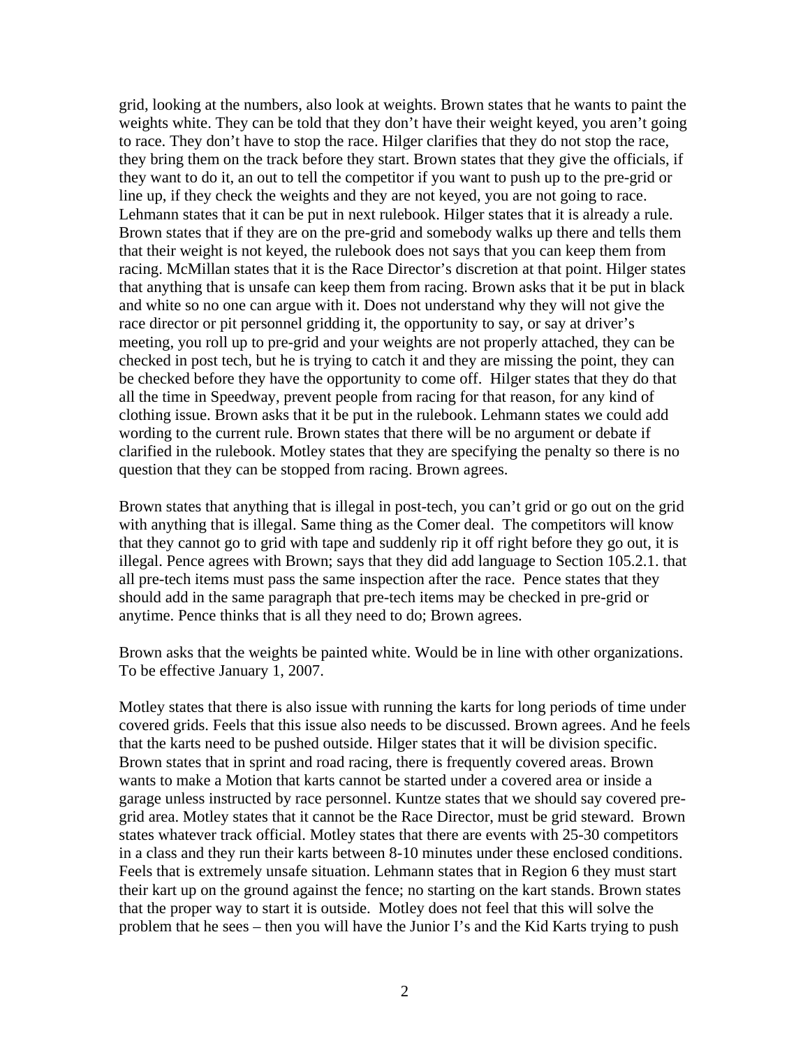grid, looking at the numbers, also look at weights. Brown states that he wants to paint the weights white. They can be told that they don't have their weight keyed, you aren't going to race. They don't have to stop the race. Hilger clarifies that they do not stop the race, they bring them on the track before they start. Brown states that they give the officials, if they want to do it, an out to tell the competitor if you want to push up to the pre-grid or line up, if they check the weights and they are not keyed, you are not going to race. Lehmann states that it can be put in next rulebook. Hilger states that it is already a rule. Brown states that if they are on the pre-grid and somebody walks up there and tells them that their weight is not keyed, the rulebook does not says that you can keep them from racing. McMillan states that it is the Race Director's discretion at that point. Hilger states that anything that is unsafe can keep them from racing. Brown asks that it be put in black and white so no one can argue with it. Does not understand why they will not give the race director or pit personnel gridding it, the opportunity to say, or say at driver's meeting, you roll up to pre-grid and your weights are not properly attached, they can be checked in post tech, but he is trying to catch it and they are missing the point, they can be checked before they have the opportunity to come off. Hilger states that they do that all the time in Speedway, prevent people from racing for that reason, for any kind of clothing issue. Brown asks that it be put in the rulebook. Lehmann states we could add wording to the current rule. Brown states that there will be no argument or debate if clarified in the rulebook. Motley states that they are specifying the penalty so there is no question that they can be stopped from racing. Brown agrees.

Brown states that anything that is illegal in post-tech, you can't grid or go out on the grid with anything that is illegal. Same thing as the Comer deal. The competitors will know that they cannot go to grid with tape and suddenly rip it off right before they go out, it is illegal. Pence agrees with Brown; says that they did add language to Section 105.2.1. that all pre-tech items must pass the same inspection after the race. Pence states that they should add in the same paragraph that pre-tech items may be checked in pre-grid or anytime. Pence thinks that is all they need to do; Brown agrees.

Brown asks that the weights be painted white. Would be in line with other organizations. To be effective January 1, 2007.

Motley states that there is also issue with running the karts for long periods of time under covered grids. Feels that this issue also needs to be discussed. Brown agrees. And he feels that the karts need to be pushed outside. Hilger states that it will be division specific. Brown states that in sprint and road racing, there is frequently covered areas. Brown wants to make a Motion that karts cannot be started under a covered area or inside a garage unless instructed by race personnel. Kuntze states that we should say covered pre-grid area. Motley states that it cannot be the Race Director, must be grid steward. Brown states whatever track official. Motley states that there are events with 25-30 competitors in a class and they run their karts between 8-10 minutes under these enclosed conditions. Feels that is extremely unsafe situation. Lehmann states that in Region 6 they must start their kart up on the ground against the fence; no starting on the kart stands. Brown states that the proper way to start it is outside. Motley does not feel that this will solve the problem that he sees – then you will have the Junior I's and the Kid Karts trying to push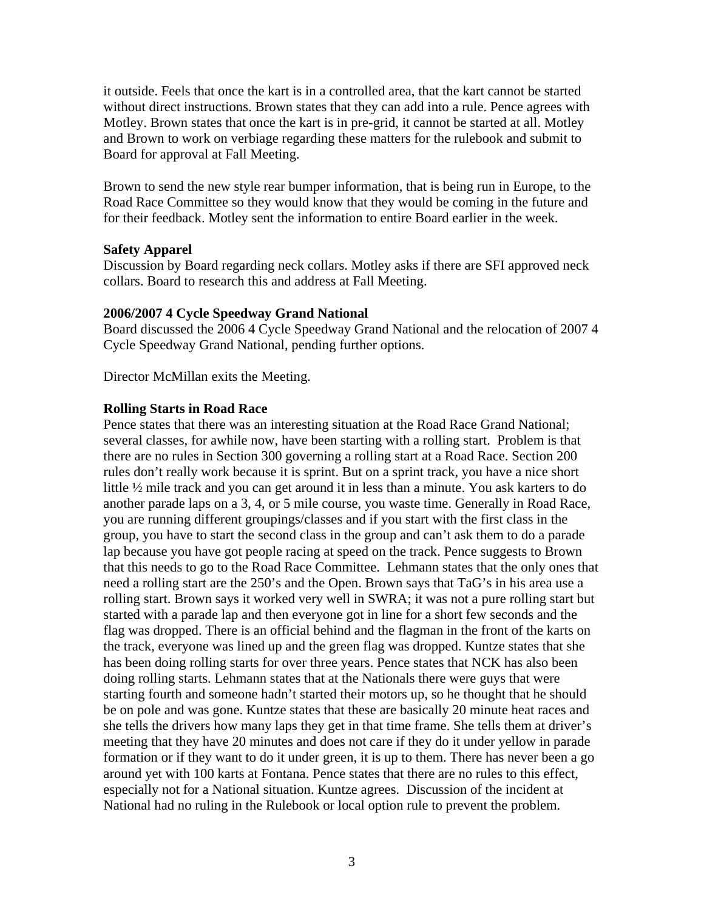it outside. Feels that once the kart is in a controlled area, that the kart cannot be started without direct instructions. Brown states that they can add into a rule. Pence agrees with Motley. Brown states that once the kart is in pre-grid, it cannot be started at all. Motley and Brown to work on verbiage regarding these matters for the rulebook and submit to Board for approval at Fall Meeting.

Brown to send the new style rear bumper information, that is being run in Europe, to the Road Race Committee so they would know that they would be coming in the future and for their feedback. Motley sent the information to entire Board earlier in the week.

**Safety Apparel**
Discussion by Board regarding neck collars. Motley asks if there are SFI approved neck collars. Board to research this and address at Fall Meeting.

**2006/2007 4 Cycle Speedway Grand National**
Board discussed the 2006 4 Cycle Speedway Grand National and the relocation of 2007 4 Cycle Speedway Grand National, pending further options.

Director McMillan exits the Meeting.

**Rolling Starts in Road Race**
Pence states that there was an interesting situation at the Road Race Grand National; several classes, for awhile now, have been starting with a rolling start. Problem is that there are no rules in Section 300 governing a rolling start at a Road Race. Section 200 rules don't really work because it is sprint. But on a sprint track, you have a nice short little ½ mile track and you can get around it in less than a minute. You ask karters to do another parade laps on a 3, 4, or 5 mile course, you waste time. Generally in Road Race, you are running different groupings/classes and if you start with the first class in the group, you have to start the second class in the group and can't ask them to do a parade lap because you have got people racing at speed on the track. Pence suggests to Brown that this needs to go to the Road Race Committee. Lehmann states that the only ones that need a rolling start are the 250's and the Open. Brown says that TaG's in his area use a rolling start. Brown says it worked very well in SWRA; it was not a pure rolling start but started with a parade lap and then everyone got in line for a short few seconds and the flag was dropped. There is an official behind and the flagman in the front of the karts on the track, everyone was lined up and the green flag was dropped. Kuntze states that she has been doing rolling starts for over three years. Pence states that NCK has also been doing rolling starts. Lehmann states that at the Nationals there were guys that were starting fourth and someone hadn't started their motors up, so he thought that he should be on pole and was gone. Kuntze states that these are basically 20 minute heat races and she tells the drivers how many laps they get in that time frame. She tells them at driver's meeting that they have 20 minutes and does not care if they do it under yellow in parade formation or if they want to do it under green, it is up to them. There has never been a go around yet with 100 karts at Fontana. Pence states that there are no rules to this effect, especially not for a National situation. Kuntze agrees. Discussion of the incident at National had no ruling in the Rulebook or local option rule to prevent the problem.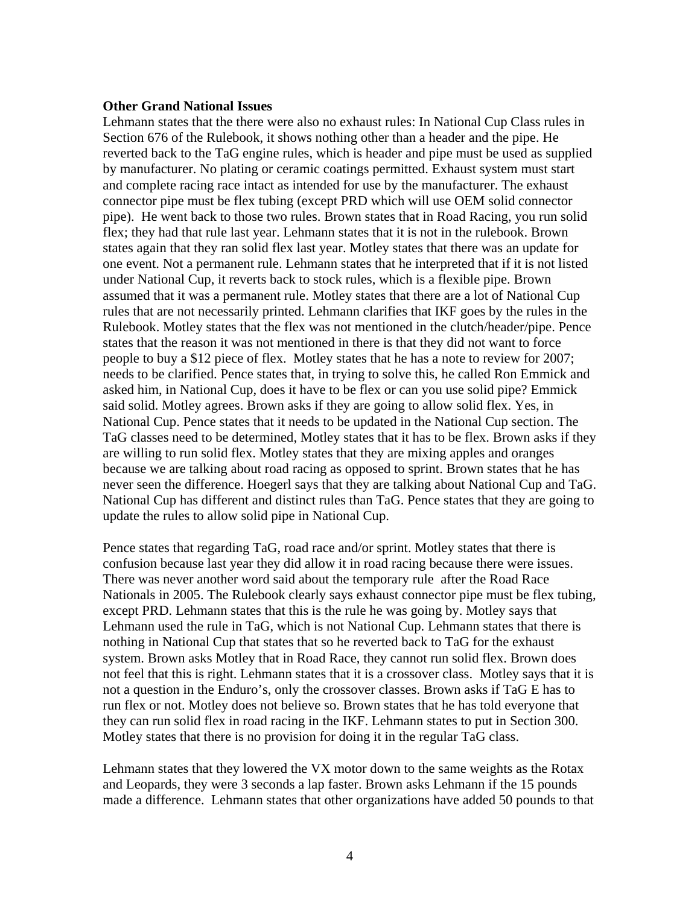**Other Grand National Issues**

Lehmann states that the there were also no exhaust rules: In National Cup Class rules in Section 676 of the Rulebook, it shows nothing other than a header and the pipe. He reverted back to the TaG engine rules, which is header and pipe must be used as supplied by manufacturer. No plating or ceramic coatings permitted. Exhaust system must start and complete racing race intact as intended for use by the manufacturer. The exhaust connector pipe must be flex tubing (except PRD which will use OEM solid connector pipe). He went back to those two rules. Brown states that in Road Racing, you run solid flex; they had that rule last year. Lehmann states that it is not in the rulebook. Brown states again that they ran solid flex last year. Motley states that there was an update for one event. Not a permanent rule. Lehmann states that he interpreted that if it is not listed under National Cup, it reverts back to stock rules, which is a flexible pipe. Brown assumed that it was a permanent rule. Motley states that there are a lot of National Cup rules that are not necessarily printed. Lehmann clarifies that IKF goes by the rules in the Rulebook. Motley states that the flex was not mentioned in the clutch/header/pipe. Pence states that the reason it was not mentioned in there is that they did not want to force people to buy a $12 piece of flex. Motley states that he has a note to review for 2007; needs to be clarified. Pence states that, in trying to solve this, he called Ron Emmick and asked him, in National Cup, does it have to be flex or can you use solid pipe? Emmick said solid. Motley agrees. Brown asks if they are going to allow solid flex. Yes, in National Cup. Pence states that it needs to be updated in the National Cup section. The TaG classes need to be determined, Motley states that it has to be flex. Brown asks if they are willing to run solid flex. Motley states that they are mixing apples and oranges because we are talking about road racing as opposed to sprint. Brown states that he has never seen the difference. Hoegerl says that they are talking about National Cup and TaG. National Cup has different and distinct rules than TaG. Pence states that they are going to update the rules to allow solid pipe in National Cup.

Pence states that regarding TaG, road race and/or sprint. Motley states that there is confusion because last year they did allow it in road racing because there were issues. There was never another word said about the temporary rule after the Road Race Nationals in 2005. The Rulebook clearly says exhaust connector pipe must be flex tubing, except PRD. Lehmann states that this is the rule he was going by. Motley says that Lehmann used the rule in TaG, which is not National Cup. Lehmann states that there is nothing in National Cup that states that so he reverted back to TaG for the exhaust system. Brown asks Motley that in Road Race, they cannot run solid flex. Brown does not feel that this is right. Lehmann states that it is a crossover class. Motley says that it is not a question in the Enduro's, only the crossover classes. Brown asks if TaG E has to run flex or not. Motley does not believe so. Brown states that he has told everyone that they can run solid flex in road racing in the IKF. Lehmann states to put in Section 300. Motley states that there is no provision for doing it in the regular TaG class.

Lehmann states that they lowered the VX motor down to the same weights as the Rotax and Leopards, they were 3 seconds a lap faster. Brown asks Lehmann if the 15 pounds made a difference. Lehmann states that other organizations have added 50 pounds to that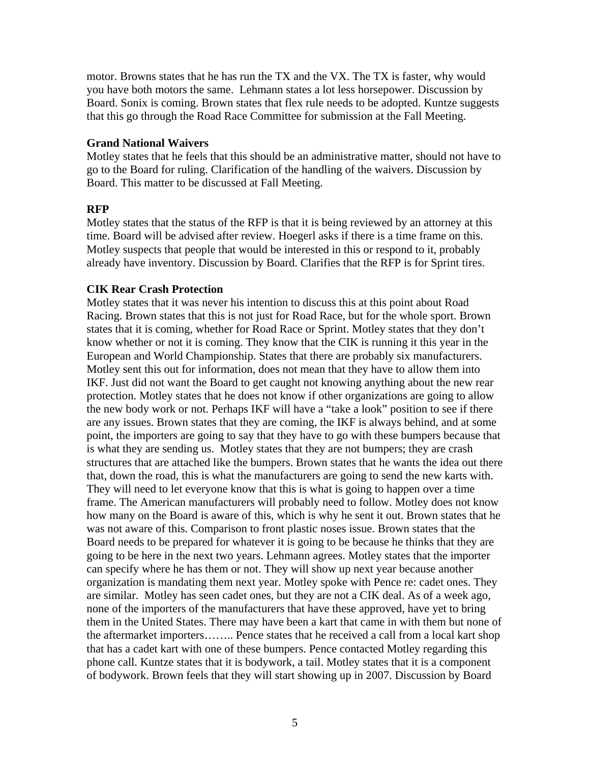motor. Browns states that he has run the TX and the VX. The TX is faster, why would you have both motors the same.  Lehmann states a lot less horsepower. Discussion by Board. Sonix is coming. Brown states that flex rule needs to be adopted. Kuntze suggests that this go through the Road Race Committee for submission at the Fall Meeting.

**Grand National Waivers**

Motley states that he feels that this should be an administrative matter, should not have to go to the Board for ruling. Clarification of the handling of the waivers. Discussion by Board. This matter to be discussed at Fall Meeting.

**RFP**

Motley states that the status of the RFP is that it is being reviewed by an attorney at this time. Board will be advised after review. Hoegerl asks if there is a time frame on this. Motley suspects that people that would be interested in this or respond to it, probably already have inventory. Discussion by Board. Clarifies that the RFP is for Sprint tires.

**CIK Rear Crash Protection**

Motley states that it was never his intention to discuss this at this point about Road Racing. Brown states that this is not just for Road Race, but for the whole sport. Brown states that it is coming, whether for Road Race or Sprint. Motley states that they don't know whether or not it is coming. They know that the CIK is running it this year in the European and World Championship. States that there are probably six manufacturers. Motley sent this out for information, does not mean that they have to allow them into IKF. Just did not want the Board to get caught not knowing anything about the new rear protection. Motley states that he does not know if other organizations are going to allow the new body work or not. Perhaps IKF will have a "take a look" position to see if there are any issues. Brown states that they are coming, the IKF is always behind, and at some point, the importers are going to say that they have to go with these bumpers because that is what they are sending us.  Motley states that they are not bumpers; they are crash structures that are attached like the bumpers. Brown states that he wants the idea out there that, down the road, this is what the manufacturers are going to send the new karts with. They will need to let everyone know that this is what is going to happen over a time frame. The American manufacturers will probably need to follow. Motley does not know how many on the Board is aware of this, which is why he sent it out. Brown states that he was not aware of this. Comparison to front plastic noses issue. Brown states that the Board needs to be prepared for whatever it is going to be because he thinks that they are going to be here in the next two years. Lehmann agrees. Motley states that the importer can specify where he has them or not. They will show up next year because another organization is mandating them next year. Motley spoke with Pence re: cadet ones. They are similar.  Motley has seen cadet ones, but they are not a CIK deal. As of a week ago, none of the importers of the manufacturers that have these approved, have yet to bring them in the United States. There may have been a kart that came in with them but none of the aftermarket importers…….. Pence states that he received a call from a local kart shop that has a cadet kart with one of these bumpers. Pence contacted Motley regarding this phone call. Kuntze states that it is bodywork, a tail. Motley states that it is a component of bodywork. Brown feels that they will start showing up in 2007. Discussion by Board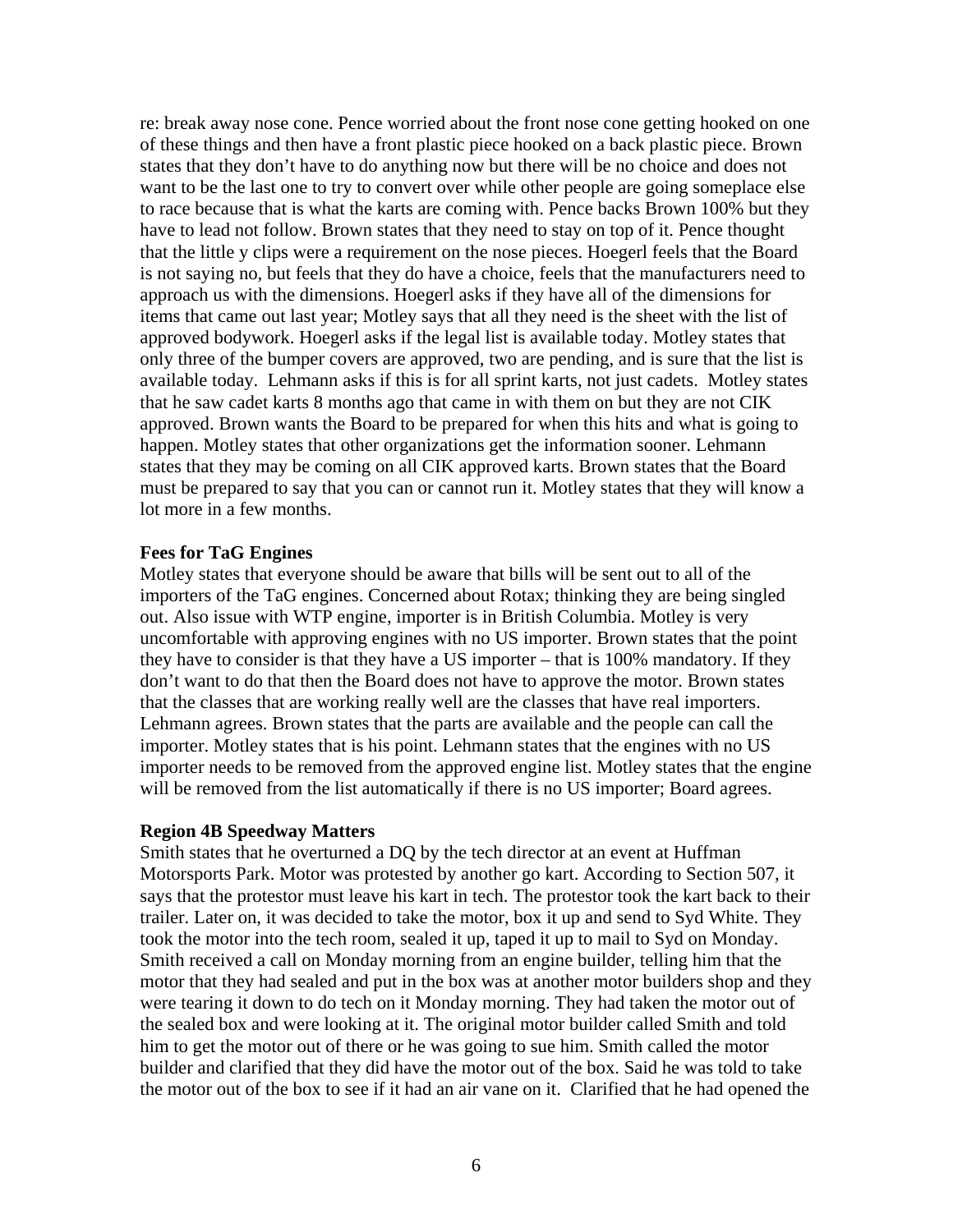re: break away nose cone. Pence worried about the front nose cone getting hooked on one of these things and then have a front plastic piece hooked on a back plastic piece. Brown states that they don't have to do anything now but there will be no choice and does not want to be the last one to try to convert over while other people are going someplace else to race because that is what the karts are coming with. Pence backs Brown 100% but they have to lead not follow. Brown states that they need to stay on top of it. Pence thought that the little y clips were a requirement on the nose pieces. Hoegerl feels that the Board is not saying no, but feels that they do have a choice, feels that the manufacturers need to approach us with the dimensions. Hoegerl asks if they have all of the dimensions for items that came out last year; Motley says that all they need is the sheet with the list of approved bodywork. Hoegerl asks if the legal list is available today. Motley states that only three of the bumper covers are approved, two are pending, and is sure that the list is available today. Lehmann asks if this is for all sprint karts, not just cadets. Motley states that he saw cadet karts 8 months ago that came in with them on but they are not CIK approved. Brown wants the Board to be prepared for when this hits and what is going to happen. Motley states that other organizations get the information sooner. Lehmann states that they may be coming on all CIK approved karts. Brown states that the Board must be prepared to say that you can or cannot run it. Motley states that they will know a lot more in a few months.

**Fees for TaG Engines**

Motley states that everyone should be aware that bills will be sent out to all of the importers of the TaG engines. Concerned about Rotax; thinking they are being singled out. Also issue with WTP engine, importer is in British Columbia. Motley is very uncomfortable with approving engines with no US importer. Brown states that the point they have to consider is that they have a US importer – that is 100% mandatory. If they don't want to do that then the Board does not have to approve the motor. Brown states that the classes that are working really well are the classes that have real importers. Lehmann agrees. Brown states that the parts are available and the people can call the importer. Motley states that is his point. Lehmann states that the engines with no US importer needs to be removed from the approved engine list. Motley states that the engine will be removed from the list automatically if there is no US importer; Board agrees.

**Region 4B Speedway Matters**

Smith states that he overturned a DQ by the tech director at an event at Huffman Motorsports Park. Motor was protested by another go kart. According to Section 507, it says that the protestor must leave his kart in tech. The protestor took the kart back to their trailer. Later on, it was decided to take the motor, box it up and send to Syd White. They took the motor into the tech room, sealed it up, taped it up to mail to Syd on Monday. Smith received a call on Monday morning from an engine builder, telling him that the motor that they had sealed and put in the box was at another motor builders shop and they were tearing it down to do tech on it Monday morning. They had taken the motor out of the sealed box and were looking at it. The original motor builder called Smith and told him to get the motor out of there or he was going to sue him. Smith called the motor builder and clarified that they did have the motor out of the box. Said he was told to take the motor out of the box to see if it had an air vane on it. Clarified that he had opened the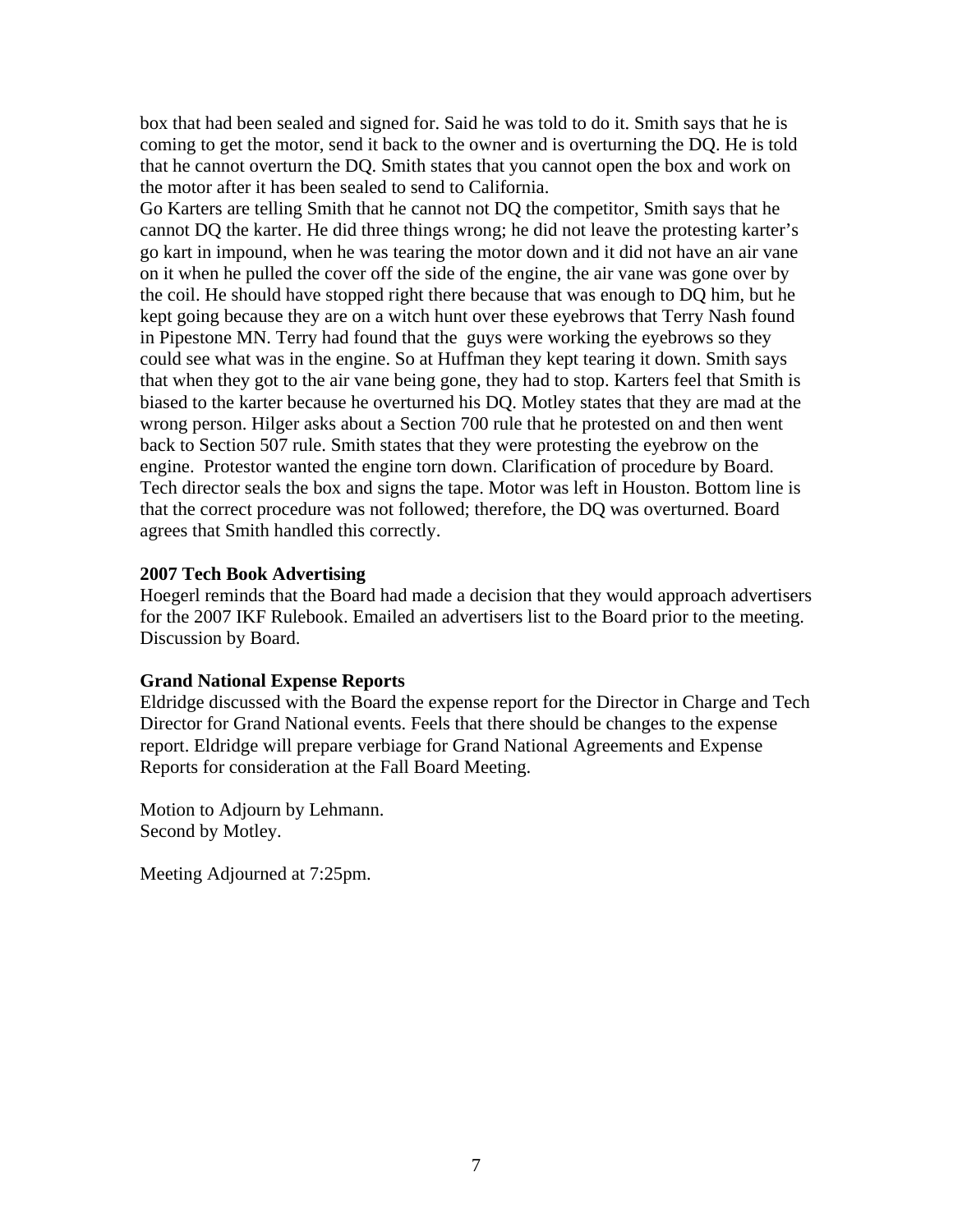box that had been sealed and signed for. Said he was told to do it. Smith says that he is coming to get the motor, send it back to the owner and is overturning the DQ. He is told that he cannot overturn the DQ. Smith states that you cannot open the box and work on the motor after it has been sealed to send to California.

Go Karters are telling Smith that he cannot not DQ the competitor, Smith says that he cannot DQ the karter. He did three things wrong; he did not leave the protesting karter's go kart in impound, when he was tearing the motor down and it did not have an air vane on it when he pulled the cover off the side of the engine, the air vane was gone over by the coil. He should have stopped right there because that was enough to DQ him, but he kept going because they are on a witch hunt over these eyebrows that Terry Nash found in Pipestone MN. Terry had found that the guys were working the eyebrows so they could see what was in the engine. So at Huffman they kept tearing it down. Smith says that when they got to the air vane being gone, they had to stop. Karters feel that Smith is biased to the karter because he overturned his DQ. Motley states that they are mad at the wrong person. Hilger asks about a Section 700 rule that he protested on and then went back to Section 507 rule. Smith states that they were protesting the eyebrow on the engine. Protestor wanted the engine torn down. Clarification of procedure by Board. Tech director seals the box and signs the tape. Motor was left in Houston. Bottom line is that the correct procedure was not followed; therefore, the DQ was overturned. Board agrees that Smith handled this correctly.

**2007 Tech Book Advertising**

Hoegerl reminds that the Board had made a decision that they would approach advertisers for the 2007 IKF Rulebook. Emailed an advertisers list to the Board prior to the meeting. Discussion by Board.

**Grand National Expense Reports**

Eldridge discussed with the Board the expense report for the Director in Charge and Tech Director for Grand National events. Feels that there should be changes to the expense report. Eldridge will prepare verbiage for Grand National Agreements and Expense Reports for consideration at the Fall Board Meeting.

Motion to Adjourn by Lehmann.
Second by Motley.

Meeting Adjourned at 7:25pm.